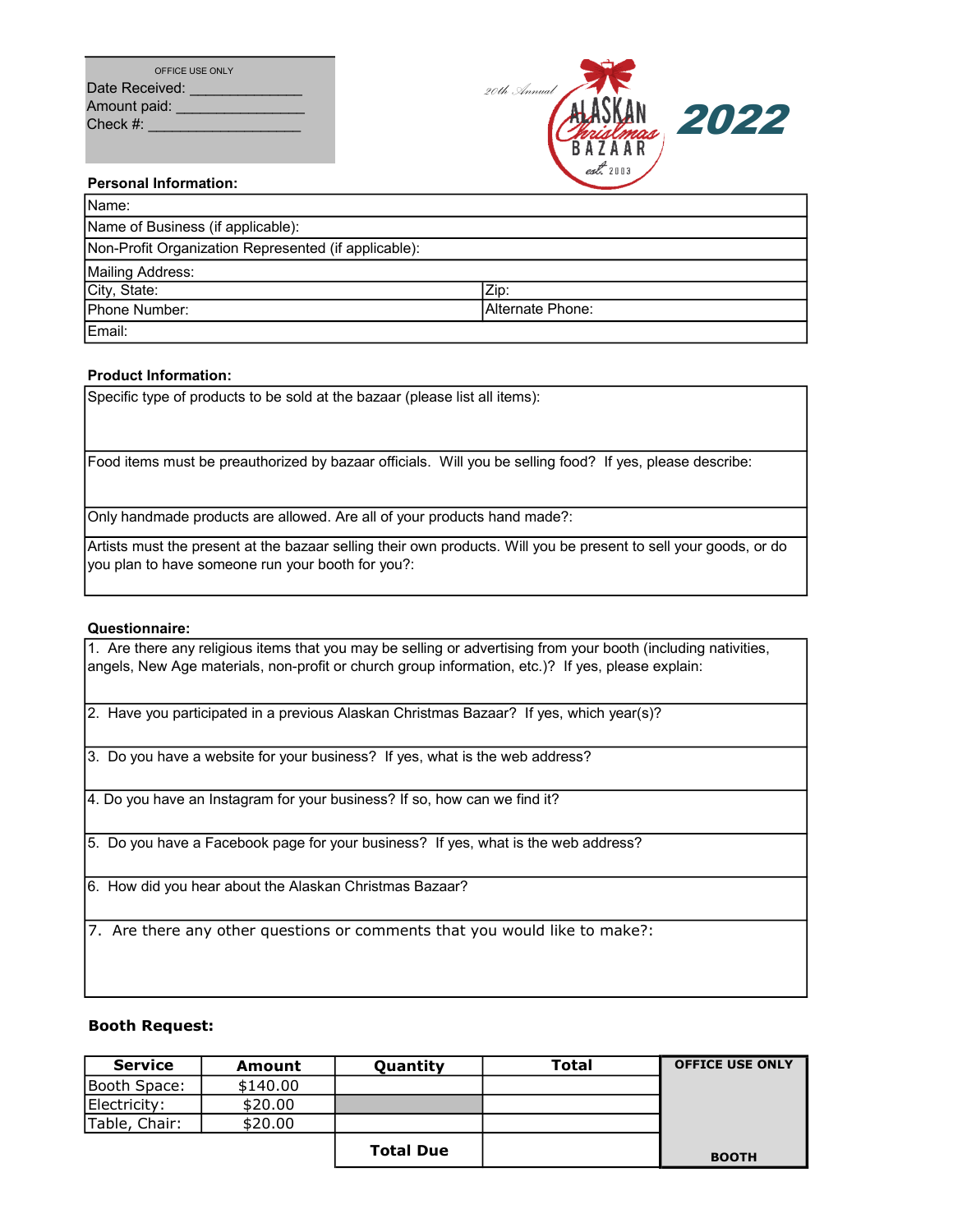OFFICE USE ONLY
Date Received: _____________
Amount paid: ________________
Check #: ___________________

20th Annual
ALASKAN Christmas BAZAAR
est. 2003

**2022**

**Personal Information:**

| Name: | |
|---|---|
| Name of Business (if applicable): | |
| Non-Profit Organization Represented (if applicable): | |
| Mailing Address: | |
| City, State: | Zip: |
| Phone Number: | Alternate Phone: |
| Email: | |

**Product Information:**

| Specific type of products to be sold at the bazaar (please list all items): |
|---|
| Food items must be preauthorized by bazaar officials. Will you be selling food? If yes, please describe: |
| Only handmade products are allowed. Are all of your products hand made?: |
| Artists must the present at the bazaar selling their own products. Will you be present to sell your goods, or do you plan to have someone run your booth for you?: |

**Questionnaire:**

| 1. Are there any religious items that you may be selling or advertising from your booth (including nativities, angels, New Age materials, non-profit or church group information, etc.)? If yes, please explain: |
|---|
| 2. Have you participated in a previous Alaskan Christmas Bazaar? If yes, which year(s)? |
| 3. Do you have a website for your business? If yes, what is the web address? |
| 4. Do you have an Instagram for your business? If so, how can we find it? |
| 5. Do you have a Facebook page for your business? If yes, what is the web address? |
| 6. How did you hear about the Alaskan Christmas Bazaar? |
| 7. Are there any other questions or comments that you would like to make?: |

**Booth Request:**

| Service | Amount | Quantity | Total | OFFICE USE ONLY |
|---|---|---|---|---|
| Booth Space: | $140.00 | | | |
| Electricity: | $20.00 | | | |
| Table, Chair: | $20.00 | | | |
| | | **Total Due** | | BOOTH |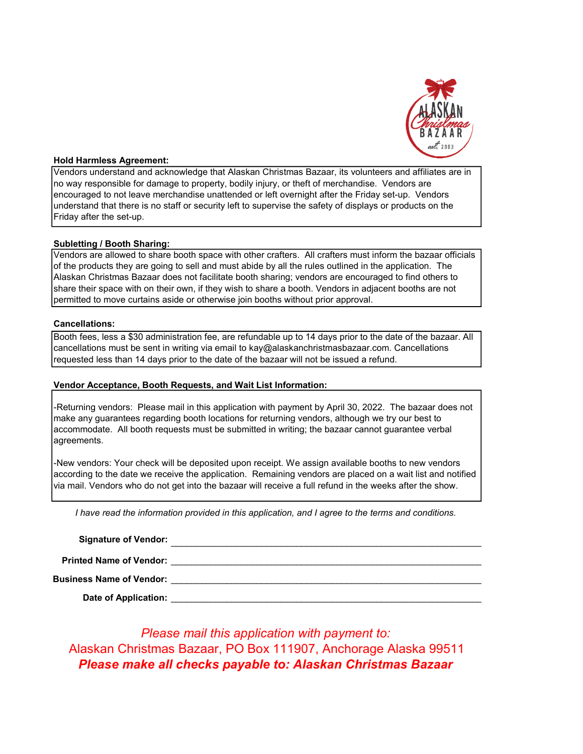**Hold Harmless Agreement:**

Vendors understand and acknowledge that Alaskan Christmas Bazaar, its volunteers and affiliates are in no way responsible for damage to property, bodily injury, or theft of merchandise. Vendors are encouraged to not leave merchandise unattended or left overnight after the Friday set-up. Vendors understand that there is no staff or security left to supervise the safety of displays or products on the Friday after the set-up.

**Subletting / Booth Sharing:**

Vendors are allowed to share booth space with other crafters. All crafters must inform the bazaar officials of the products they are going to sell and must abide by all the rules outlined in the application. The Alaskan Christmas Bazaar does not facilitate booth sharing; vendors are encouraged to find others to share their space with on their own, if they wish to share a booth. Vendors in adjacent booths are not permitted to move curtains aside or otherwise join booths without prior approval.

**Cancellations:**

Booth fees, less a $30 administration fee, are refundable up to 14 days prior to the date of the bazaar. All cancellations must be sent in writing via email to kay@alaskanchristmasbazaar.com. Cancellations requested less than 14 days prior to the date of the bazaar will not be issued a refund.

**Vendor Acceptance, Booth Requests, and Wait List Information:**

-Returning vendors: Please mail in this application with payment by April 30, 2022. The bazaar does not make any guarantees regarding booth locations for returning vendors, although we try our best to accommodate. All booth requests must be submitted in writing; the bazaar cannot guarantee verbal agreements.

-New vendors: Your check will be deposited upon receipt. We assign available booths to new vendors according to the date we receive the application. Remaining vendors are placed on a wait list and notified via mail. Vendors who do not get into the bazaar will receive a full refund in the weeks after the show.

*I have read the information provided in this application, and I agree to the terms and conditions.*

**Signature of Vendor:** ______________________________

**Printed Name of Vendor:** ______________________________

**Business Name of Vendor:** ______________________________

**Date of Application:** ______________________________

*Please mail this application with payment to:*

Alaskan Christmas Bazaar, PO Box 111907, Anchorage Alaska 99511

***Please make all checks payable to: Alaskan Christmas Bazaar***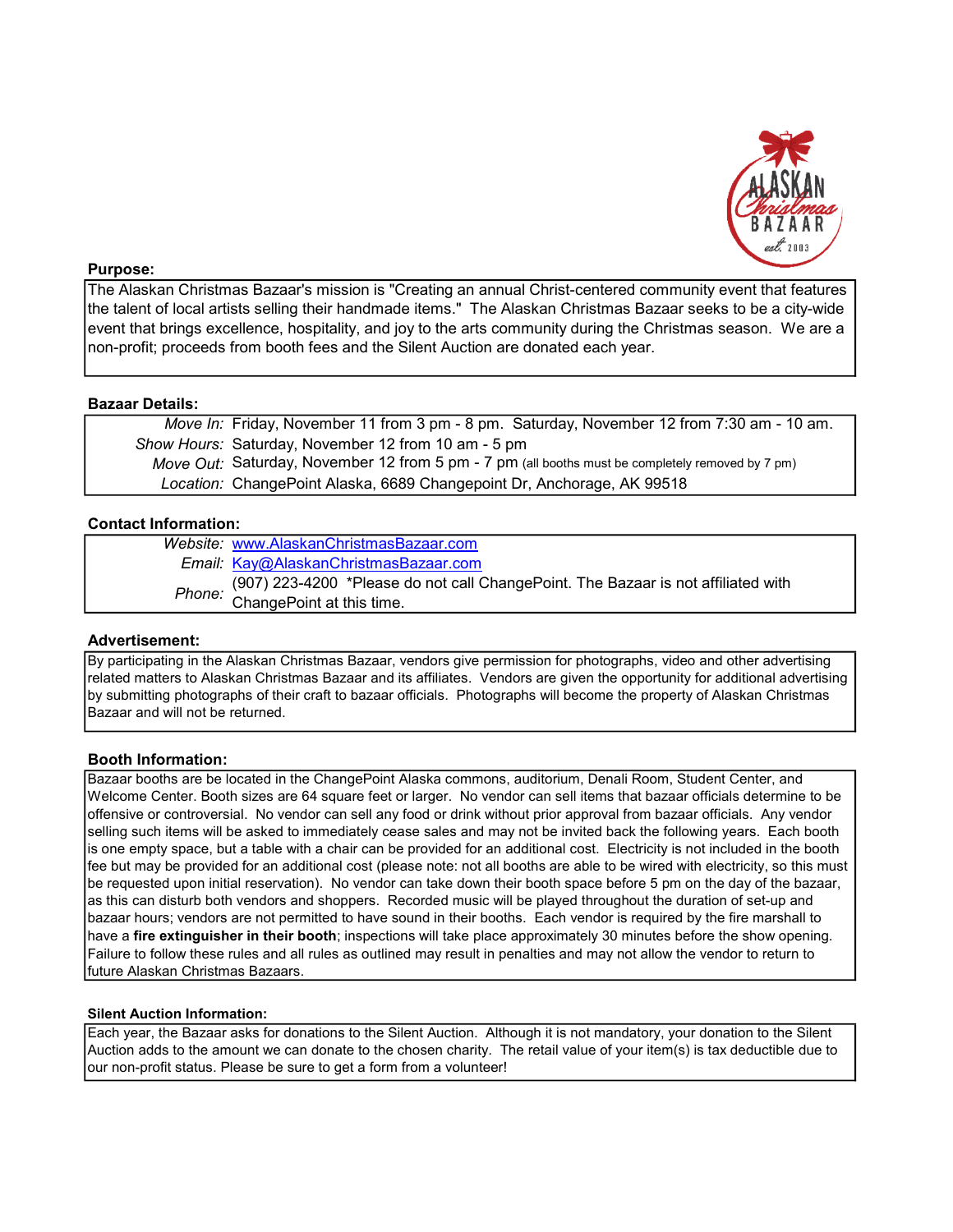ALASKAN Christmas BAZAAR est. 2003

**Purpose:**

The Alaskan Christmas Bazaar's mission is "Creating an annual Christ-centered community event that features the talent of local artists selling their handmade items." The Alaskan Christmas Bazaar seeks to be a city-wide event that brings excellence, hospitality, and joy to the arts community during the Christmas season. We are a non-profit; proceeds from booth fees and the Silent Auction are donated each year.

**Bazaar Details:**

| | |
|---|---|
| *Move In:* | Friday, November 11 from 3 pm - 8 pm. Saturday, November 12 from 7:30 am - 10 am. |
| *Show Hours:* | Saturday, November 12 from 10 am - 5 pm |
| *Move Out:* | Saturday, November 12 from 5 pm - 7 pm (all booths must be completely removed by 7 pm) |
| *Location:* | ChangePoint Alaska, 6689 Changepoint Dr, Anchorage, AK 99518 |

**Contact Information:**

| | |
|---|---|
| *Website:* | www.AlaskanChristmasBazaar.com |
| *Email:* | Kay@AlaskanChristmasBazaar.com |
| *Phone:* | (907) 223-4200 *Please do not call ChangePoint. The Bazaar is not affiliated with ChangePoint at this time. |

**Advertisement:**

By participating in the Alaskan Christmas Bazaar, vendors give permission for photographs, video and other advertising related matters to Alaskan Christmas Bazaar and its affiliates. Vendors are given the opportunity for additional advertising by submitting photographs of their craft to bazaar officials. Photographs will become the property of Alaskan Christmas Bazaar and will not be returned.

**Booth Information:**

Bazaar booths are be located in the ChangePoint Alaska commons, auditorium, Denali Room, Student Center, and Welcome Center. Booth sizes are 64 square feet or larger. No vendor can sell items that bazaar officials determine to be offensive or controversial. No vendor can sell any food or drink without prior approval from bazaar officials. Any vendor selling such items will be asked to immediately cease sales and may not be invited back the following years. Each booth is one empty space, but a table with a chair can be provided for an additional cost. Electricity is not included in the booth fee but may be provided for an additional cost (please note: not all booths are able to be wired with electricity, so this must be requested upon initial reservation). No vendor can take down their booth space before 5 pm on the day of the bazaar, as this can disturb both vendors and shoppers. Recorded music will be played throughout the duration of set-up and bazaar hours; vendors are not permitted to have sound in their booths. Each vendor is required by the fire marshall to have a **fire extinguisher in their booth**; inspections will take place approximately 30 minutes before the show opening. Failure to follow these rules and all rules as outlined may result in penalties and may not allow the vendor to return to future Alaskan Christmas Bazaars.

**Silent Auction Information:**

Each year, the Bazaar asks for donations to the Silent Auction. Although it is not mandatory, your donation to the Silent Auction adds to the amount we can donate to the chosen charity. The retail value of your item(s) is tax deductible due to our non-profit status. Please be sure to get a form from a volunteer!